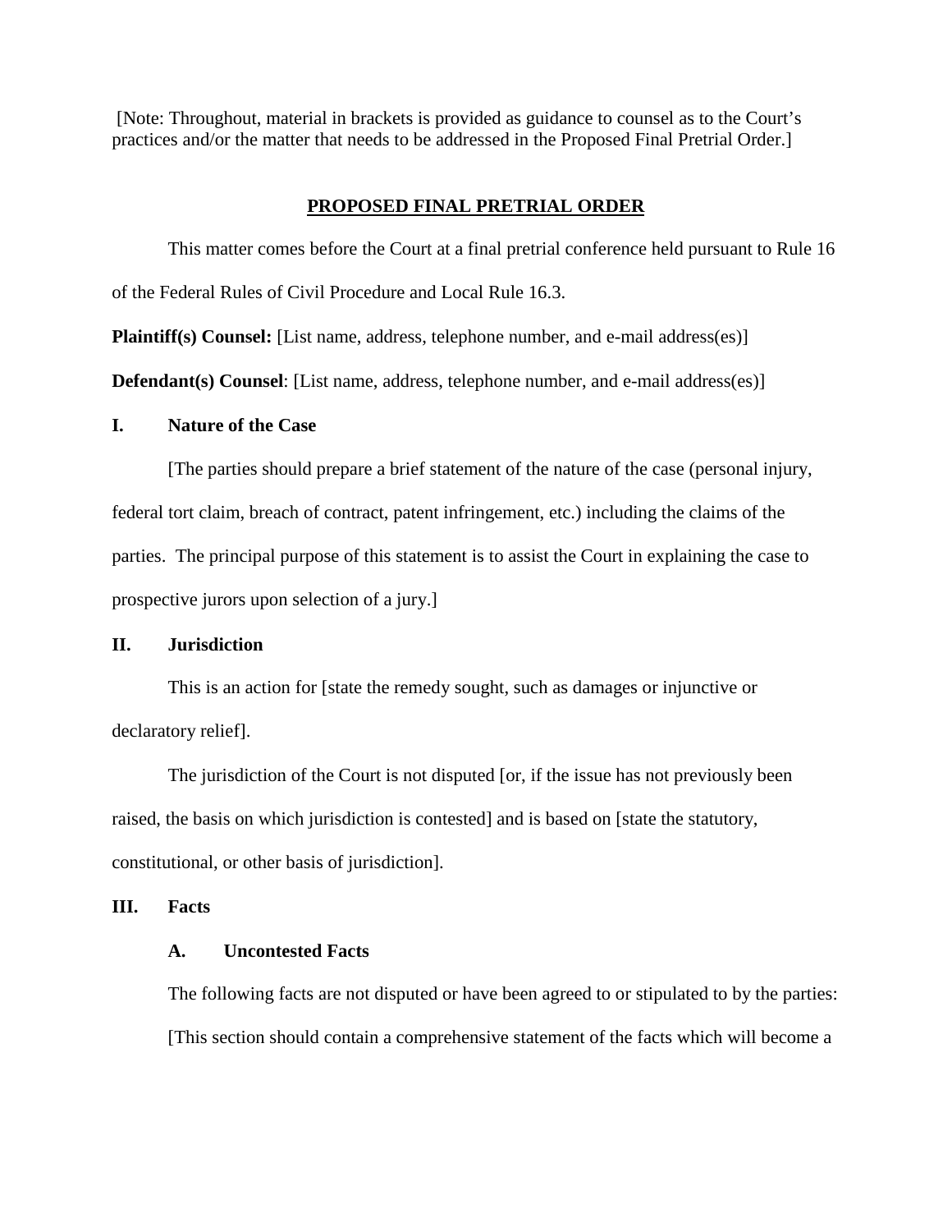[Note: Throughout, material in brackets is provided as guidance to counsel as to the Court's practices and/or the matter that needs to be addressed in the Proposed Final Pretrial Order.]

# PROPOSED FINAL PRETRIAL ORDER

This matter comes before the Court at a final pretrial conference held pursuant to Rule 16 of the Federal Rules of Civil Procedure and Local Rule 16.3.

**Plaintiff(s) Counsel:** [List name, address, telephone number, and e-mail address(es)]

**Defendant(s) Counsel**: [List name, address, telephone number, and e-mail address(es)]

## I. Nature of the Case

[The parties should prepare a brief statement of the nature of the case (personal injury, federal tort claim, breach of contract, patent infringement, etc.) including the claims of the parties. The principal purpose of this statement is to assist the Court in explaining the case to prospective jurors upon selection of a jury.]

## II. Jurisdiction

This is an action for [state the remedy sought, such as damages or injunctive or declaratory relief].

The jurisdiction of the Court is not disputed [or, if the issue has not previously been raised, the basis on which jurisdiction is contested] and is based on [state the statutory, constitutional, or other basis of jurisdiction].

## III. Facts

### A. Uncontested Facts

The following facts are not disputed or have been agreed to or stipulated to by the parties:

[This section should contain a comprehensive statement of the facts which will become a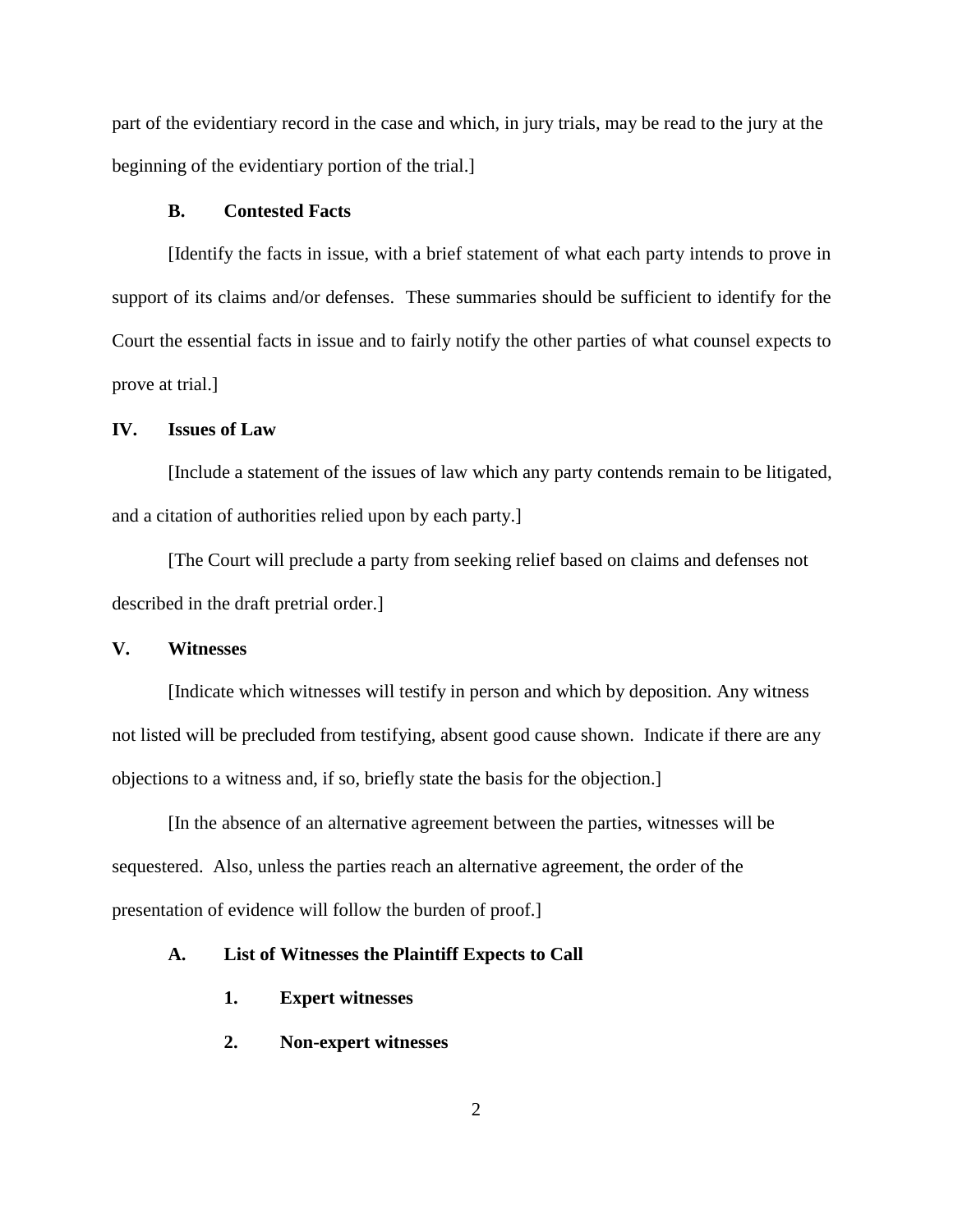part of the evidentiary record in the case and which, in jury trials, may be read to the jury at the beginning of the evidentiary portion of the trial.]

### B. Contested Facts

[Identify the facts in issue, with a brief statement of what each party intends to prove in support of its claims and/or defenses. These summaries should be sufficient to identify for the Court the essential facts in issue and to fairly notify the other parties of what counsel expects to prove at trial.]

## IV. Issues of Law

[Include a statement of the issues of law which any party contends remain to be litigated, and a citation of authorities relied upon by each party.]

[The Court will preclude a party from seeking relief based on claims and defenses not described in the draft pretrial order.]

## V. Witnesses

[Indicate which witnesses will testify in person and which by deposition. Any witness not listed will be precluded from testifying, absent good cause shown. Indicate if there are any objections to a witness and, if so, briefly state the basis for the objection.]

[In the absence of an alternative agreement between the parties, witnesses will be sequestered. Also, unless the parties reach an alternative agreement, the order of the presentation of evidence will follow the burden of proof.]

### A. List of Witnesses the Plaintiff Expects to Call

#### 1. Expert witnesses

#### 2. Non-expert witnesses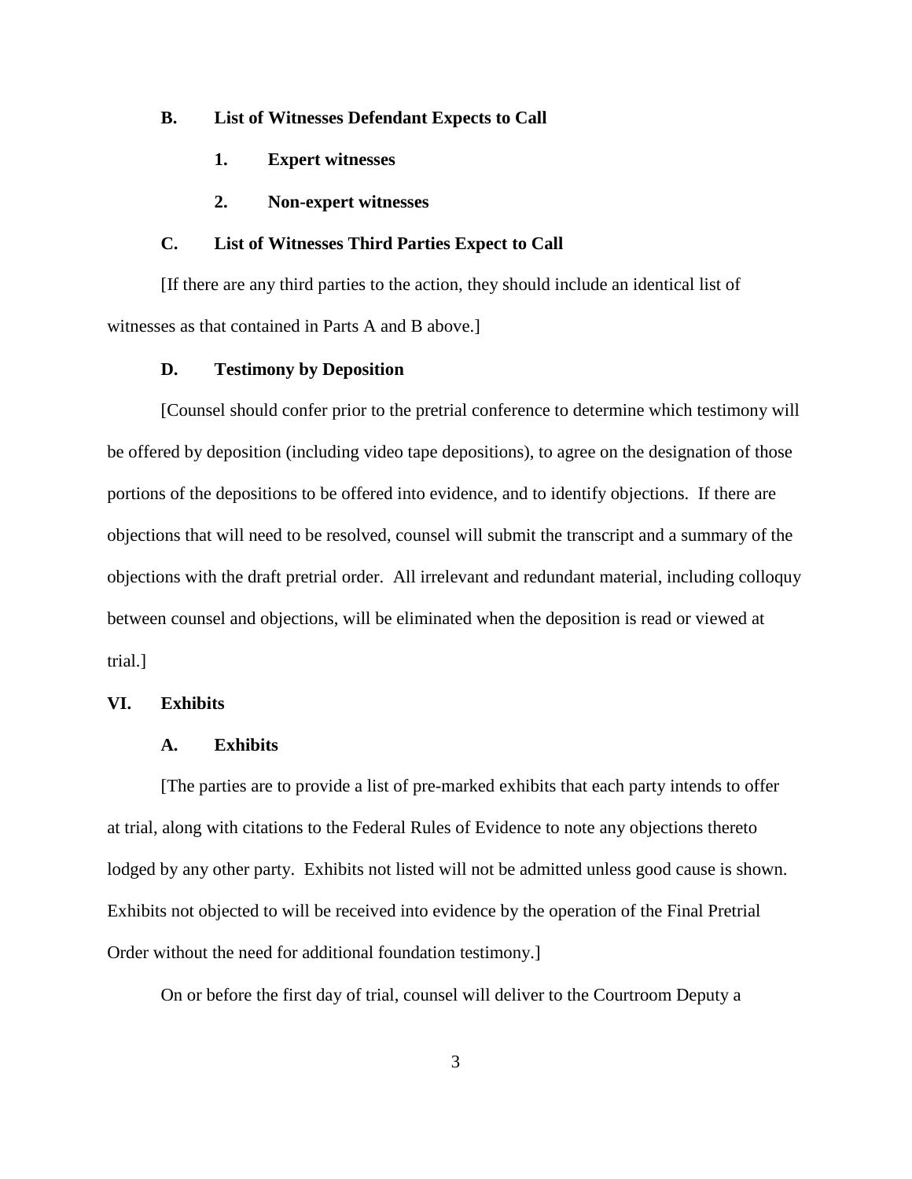### B. List of Witnesses Defendant Expects to Call

#### 1. Expert witnesses

#### 2. Non-expert witnesses

### C. List of Witnesses Third Parties Expect to Call

[If there are any third parties to the action, they should include an identical list of witnesses as that contained in Parts A and B above.]

### D. Testimony by Deposition

[Counsel should confer prior to the pretrial conference to determine which testimony will be offered by deposition (including video tape depositions), to agree on the designation of those portions of the depositions to be offered into evidence, and to identify objections. If there are objections that will need to be resolved, counsel will submit the transcript and a summary of the objections with the draft pretrial order. All irrelevant and redundant material, including colloquy between counsel and objections, will be eliminated when the deposition is read or viewed at trial.]

## VI. Exhibits

### A. Exhibits

[The parties are to provide a list of pre-marked exhibits that each party intends to offer at trial, along with citations to the Federal Rules of Evidence to note any objections thereto lodged by any other party. Exhibits not listed will not be admitted unless good cause is shown. Exhibits not objected to will be received into evidence by the operation of the Final Pretrial Order without the need for additional foundation testimony.]

On or before the first day of trial, counsel will deliver to the Courtroom Deputy a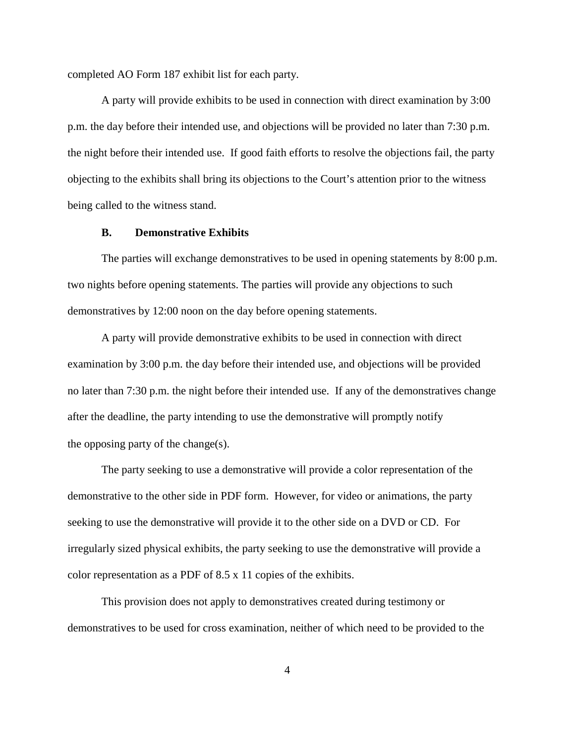completed AO Form 187 exhibit list for each party.

A party will provide exhibits to be used in connection with direct examination by 3:00 p.m. the day before their intended use, and objections will be provided no later than 7:30 p.m. the night before their intended use. If good faith efforts to resolve the objections fail, the party objecting to the exhibits shall bring its objections to the Court's attention prior to the witness being called to the witness stand.

### B. Demonstrative Exhibits

The parties will exchange demonstratives to be used in opening statements by 8:00 p.m. two nights before opening statements. The parties will provide any objections to such demonstratives by 12:00 noon on the day before opening statements.

A party will provide demonstrative exhibits to be used in connection with direct examination by 3:00 p.m. the day before their intended use, and objections will be provided no later than 7:30 p.m. the night before their intended use. If any of the demonstratives change after the deadline, the party intending to use the demonstrative will promptly notify the opposing party of the change(s).

The party seeking to use a demonstrative will provide a color representation of the demonstrative to the other side in PDF form. However, for video or animations, the party seeking to use the demonstrative will provide it to the other side on a DVD or CD. For irregularly sized physical exhibits, the party seeking to use the demonstrative will provide a color representation as a PDF of 8.5 x 11 copies of the exhibits.

This provision does not apply to demonstratives created during testimony or demonstratives to be used for cross examination, neither of which need to be provided to the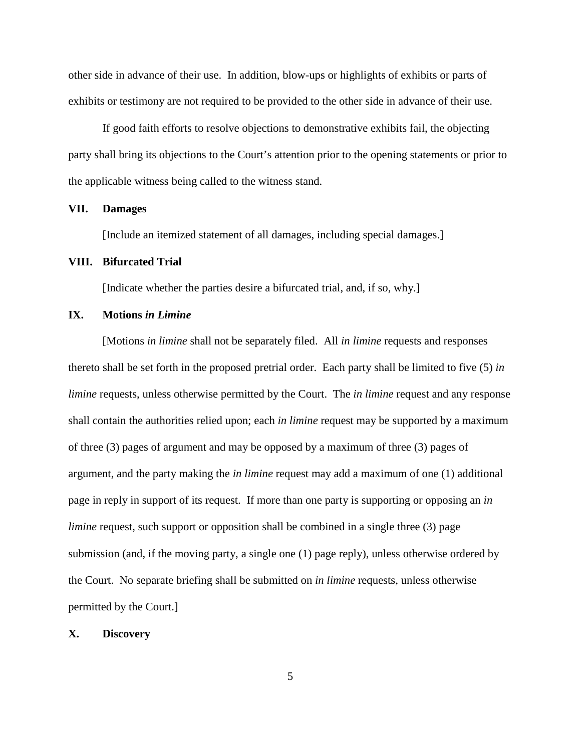other side in advance of their use. In addition, blow-ups or highlights of exhibits or parts of exhibits or testimony are not required to be provided to the other side in advance of their use.

If good faith efforts to resolve objections to demonstrative exhibits fail, the objecting party shall bring its objections to the Court's attention prior to the opening statements or prior to the applicable witness being called to the witness stand.

## VII. Damages

[Include an itemized statement of all damages, including special damages.]

## VIII. Bifurcated Trial

[Indicate whether the parties desire a bifurcated trial, and, if so, why.]

## IX. Motions *in Limine*

[Motions *in limine* shall not be separately filed. All *in limine* requests and responses thereto shall be set forth in the proposed pretrial order. Each party shall be limited to five (5) *in limine* requests, unless otherwise permitted by the Court. The *in limine* request and any response shall contain the authorities relied upon; each *in limine* request may be supported by a maximum of three (3) pages of argument and may be opposed by a maximum of three (3) pages of argument, and the party making the *in limine* request may add a maximum of one (1) additional page in reply in support of its request. If more than one party is supporting or opposing an *in limine* request, such support or opposition shall be combined in a single three (3) page submission (and, if the moving party, a single one (1) page reply), unless otherwise ordered by the Court. No separate briefing shall be submitted on *in limine* requests, unless otherwise permitted by the Court.]

## X. Discovery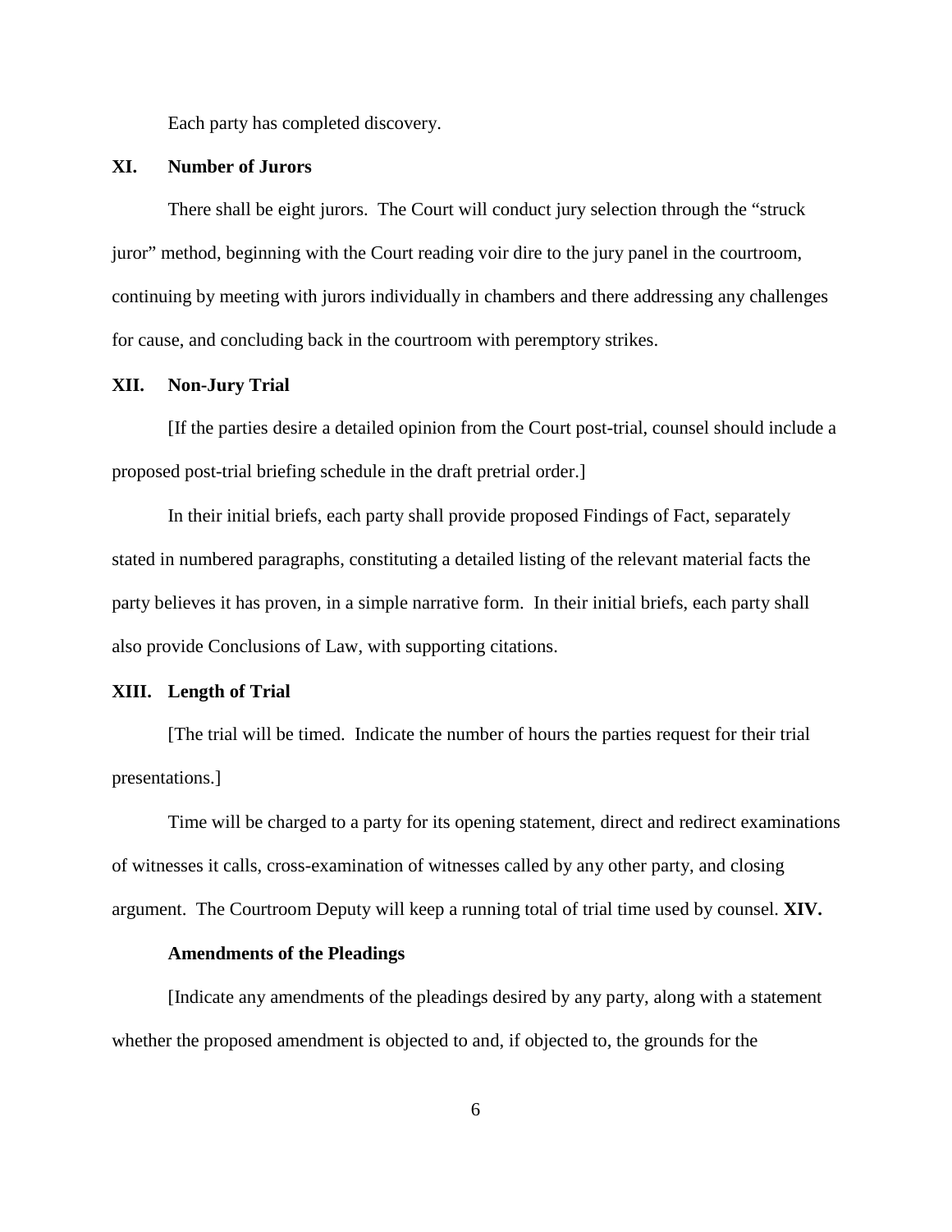Each party has completed discovery.

## XI. Number of Jurors

There shall be eight jurors. The Court will conduct jury selection through the "struck juror" method, beginning with the Court reading voir dire to the jury panel in the courtroom, continuing by meeting with jurors individually in chambers and there addressing any challenges for cause, and concluding back in the courtroom with peremptory strikes.

## XII. Non-Jury Trial

[If the parties desire a detailed opinion from the Court post-trial, counsel should include a proposed post-trial briefing schedule in the draft pretrial order.]

In their initial briefs, each party shall provide proposed Findings of Fact, separately stated in numbered paragraphs, constituting a detailed listing of the relevant material facts the party believes it has proven, in a simple narrative form. In their initial briefs, each party shall also provide Conclusions of Law, with supporting citations.

## XIII. Length of Trial

[The trial will be timed. Indicate the number of hours the parties request for their trial presentations.]

Time will be charged to a party for its opening statement, direct and redirect examinations of witnesses it calls, cross-examination of witnesses called by any other party, and closing argument. The Courtroom Deputy will keep a running total of trial time used by counsel.

## XIV. Amendments of the Pleadings

[Indicate any amendments of the pleadings desired by any party, along with a statement whether the proposed amendment is objected to and, if objected to, the grounds for the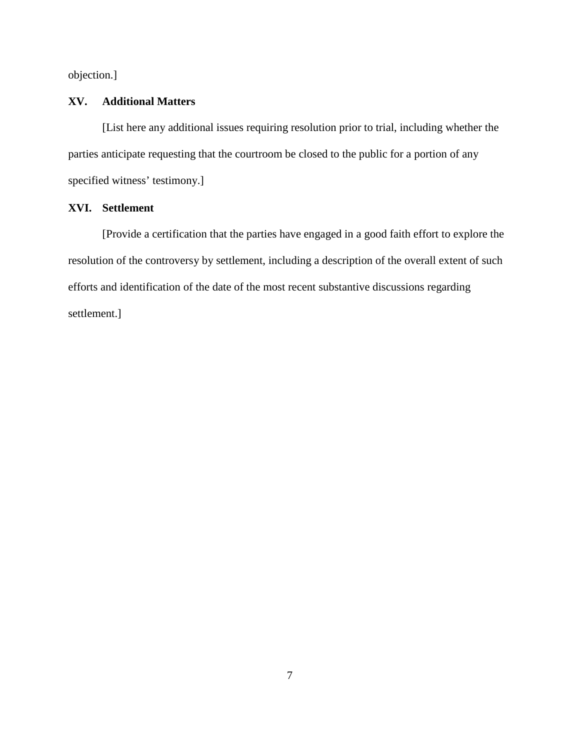objection.]

## XV. Additional Matters

[List here any additional issues requiring resolution prior to trial, including whether the parties anticipate requesting that the courtroom be closed to the public for a portion of any specified witness' testimony.]

## XVI. Settlement

[Provide a certification that the parties have engaged in a good faith effort to explore the resolution of the controversy by settlement, including a description of the overall extent of such efforts and identification of the date of the most recent substantive discussions regarding settlement.]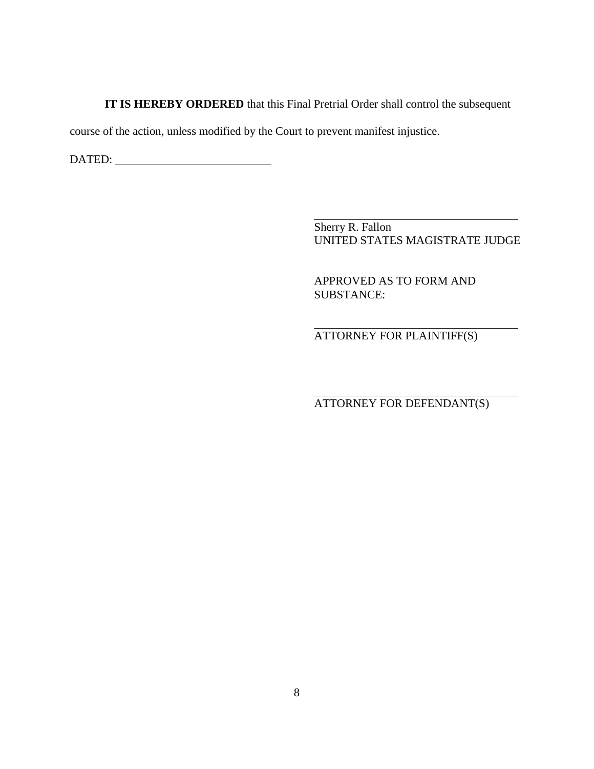**IT IS HEREBY ORDERED** that this Final Pretrial Order shall control the subsequent course of the action, unless modified by the Court to prevent manifest injustice.

DATED: ___________________________

___________________________________
Sherry R. Fallon
UNITED STATES MAGISTRATE JUDGE

APPROVED AS TO FORM AND SUBSTANCE:

___________________________________
ATTORNEY FOR PLAINTIFF(S)

___________________________________
ATTORNEY FOR DEFENDANT(S)